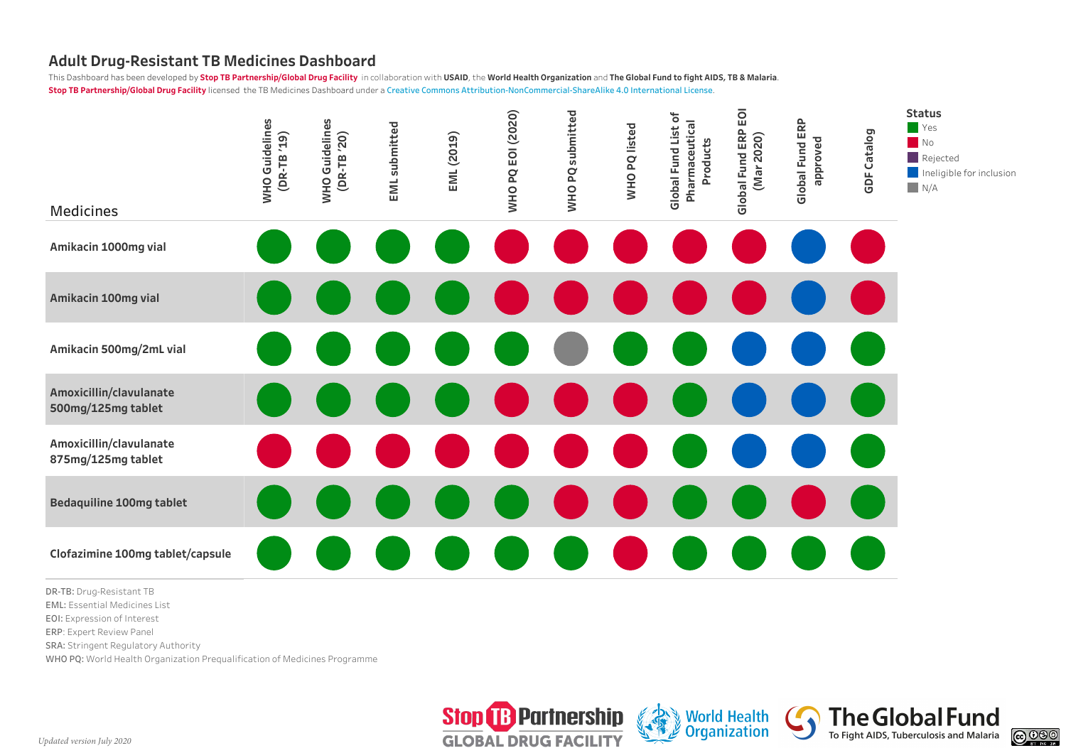# Adult Drug-Resistant TB Medicines Dashboard

This Dashboard has been developed by **Stop TB Partnership/Global Drug Facility** in collaboration with **USAID**, the **World Health Organization** and **The Global Fund to fight AIDS, TB & Malaria**.

**Stop TB Partnership/Global Drug Facility** licensed the TB Medicines Dashboard under a Creative Commons Attribution-NonCommercial-ShareAlike 4.0 International License.

| Medicines | WHO Guidelines (DR-TB '19) | WHO Guidelines (DR-TB '20) | EML submitted | EML (2019) | WHO PQ EOI (2020) | WHO PQ submitted | WHO PQ listed | Global Fund List of Pharmaceutical Products | Global Fund ERP EOI (Mar 2020) | Global Fund ERP approved | GDF Catalog |
|---|---|---|---|---|---|---|---|---|---|---|---|
| Amikacin 1000mg vial | Yes | Yes | Yes | Yes | No | No | No | No | No | Ineligible for inclusion | No |
| Amikacin 100mg vial | Yes | Yes | Yes | Yes | No | No | No | No | No | Ineligible for inclusion | No |
| Amikacin 500mg/2mL vial | Yes | Yes | Yes | Yes | Yes | N/A | Yes | Yes | Ineligible for inclusion | Ineligible for inclusion | Yes |
| Amoxicillin/clavulanate 500mg/125mg tablet | Yes | Yes | Yes | Yes | No | No | No | Yes | Ineligible for inclusion | Ineligible for inclusion | Yes |
| Amoxicillin/clavulanate 875mg/125mg tablet | No | No | No | No | No | No | No | Yes | Ineligible for inclusion | Ineligible for inclusion | Yes |
| Bedaquiline 100mg tablet | Yes | Yes | Yes | Yes | Yes | No | No | Yes | Yes | No | Yes |
| Clofazimine 100mg tablet/capsule | Yes | Yes | Yes | Yes | Yes | Yes | No | Yes | Yes | Yes | Yes |

**Status**
- Yes
- No
- Rejected
- Ineligible for inclusion
- N/A

DR-TB: Drug-Resistant TB
EML: Essential Medicines List
EOI: Expression of Interest
ERP: Expert Review Panel
SRA: Stringent Regulatory Authority
WHO PQ: World Health Organization Prequalification of Medicines Programme

*Updated version July 2020*

Stop TB Partnership GLOBAL DRUG FACILITY | World Health Organization | The Global Fund To Fight AIDS, Tuberculosis and Malaria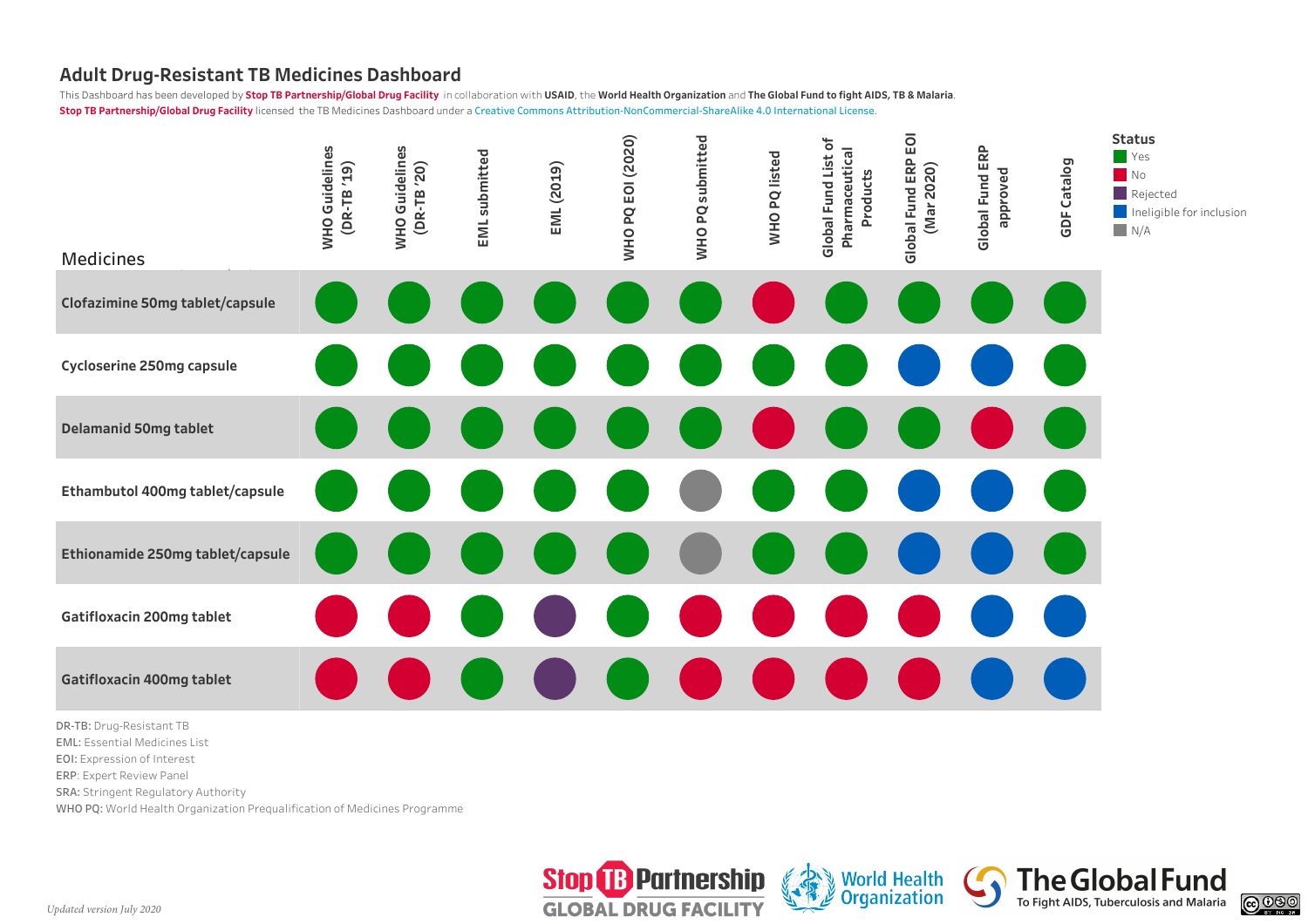# Adult Drug-Resistant TB Medicines Dashboard

This Dashboard has been developed by **Stop TB Partnership/Global Drug Facility** in collaboration with **USAID**, the **World Health Organization** and **The Global Fund to fight AIDS, TB & Malaria**.

**Stop TB Partnership/Global Drug Facility** licensed the TB Medicines Dashboard under a Creative Commons Attribution-NonCommercial-ShareAlike 4.0 International License.

| Medicines | WHO Guidelines (DR-TB '19) | WHO Guidelines (DR-TB '20) | EML submitted | EML (2019) | WHO PQ EOI (2020) | WHO PQ submitted | WHO PQ listed | Global Fund List of Pharmaceutical Products | Global Fund ERP EOI (Mar 2020) | Global Fund ERP approved | GDF Catalog |
|---|---|---|---|---|---|---|---|---|---|---|---|
| Clofazimine 50mg tablet/capsule | Yes | Yes | Yes | Yes | Yes | Yes | No | Yes | Yes | Yes | Yes |
| Cycloserine 250mg capsule | Yes | Yes | Yes | Yes | Yes | Yes | Yes | Yes | Ineligible for inclusion | Ineligible for inclusion | Yes |
| Delamanid 50mg tablet | Yes | Yes | Yes | Yes | Yes | Yes | No | Yes | Yes | No | Yes |
| Ethambutol 400mg tablet/capsule | Yes | Yes | Yes | Yes | Yes | N/A | Yes | Yes | Ineligible for inclusion | Ineligible for inclusion | Yes |
| Ethionamide 250mg tablet/capsule | Yes | Yes | Yes | Yes | Yes | N/A | Yes | Yes | Ineligible for inclusion | Ineligible for inclusion | Yes |
| Gatifloxacin 200mg tablet | No | No | Yes | Rejected | Yes | No | No | No | No | Ineligible for inclusion | Ineligible for inclusion |
| Gatifloxacin 400mg tablet | No | No | Yes | Rejected | Yes | No | No | No | No | Ineligible for inclusion | Ineligible for inclusion |

**Status**
- Yes
- No
- Rejected
- Ineligible for inclusion
- N/A

**DR-TB:** Drug-Resistant TB
**EML:** Essential Medicines List
**EOI:** Expression of Interest
**ERP:** Expert Review Panel
**SRA:** Stringent Regulatory Authority
**WHO PQ:** World Health Organization Prequalification of Medicines Programme

*Updated version July 2020*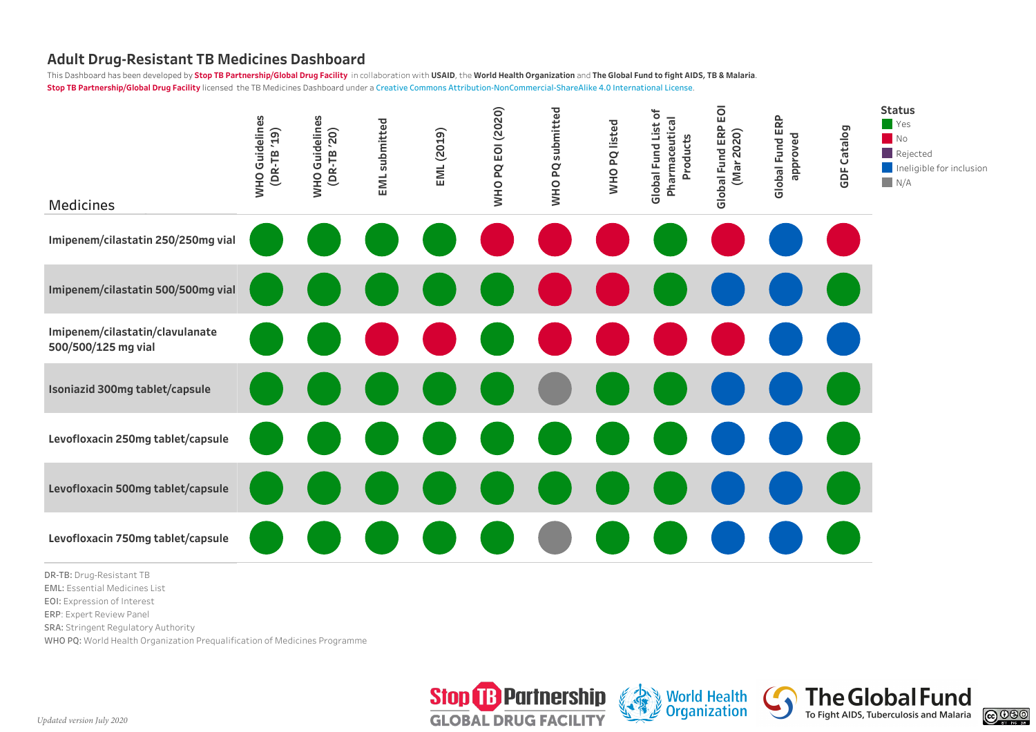## Adult Drug-Resistant TB Medicines Dashboard

This Dashboard has been developed by **Stop TB Partnership/Global Drug Facility** in collaboration with **USAID**, the **World Health Organization** and **The Global Fund to fight AIDS, TB & Malaria**.

**Stop TB Partnership/Global Drug Facility** licensed the TB Medicines Dashboard under a Creative Commons Attribution-NonCommercial-ShareAlike 4.0 International License.

| Medicines | WHO Guidelines (DR-TB '19) | WHO Guidelines (DR-TB '20) | EML submitted | EML (2019) | WHO PQ EOI (2020) | WHO PQ submitted | WHO PQ listed | Global Fund List of Pharmaceutical Products | Global Fund ERP EOI (Mar 2020) | Global Fund ERP approved | GDF Catalog |
|---|---|---|---|---|---|---|---|---|---|---|---|
| **Imipenem/cilastatin 250/250mg vial** | Yes | Yes | Yes | Yes | No | No | No | Yes | No | Ineligible for inclusion | No |
| **Imipenem/cilastatin 500/500mg vial** | Yes | Yes | Yes | Yes | Yes | No | No | Yes | Ineligible for inclusion | Ineligible for inclusion | Yes |
| **Imipenem/cilastatin/clavulanate 500/500/125 mg vial** | Yes | Yes | No | No | Yes | No | No | No | No | Ineligible for inclusion | Ineligible for inclusion |
| **Isoniazid 300mg tablet/capsule** | Yes | Yes | Yes | Yes | Yes | N/A | Yes | Yes | Ineligible for inclusion | Ineligible for inclusion | Yes |
| **Levofloxacin 250mg tablet/capsule** | Yes | Yes | Yes | Yes | Yes | Yes | Yes | Yes | Ineligible for inclusion | Ineligible for inclusion | Yes |
| **Levofloxacin 500mg tablet/capsule** | Yes | Yes | Yes | Yes | Yes | Yes | Yes | Yes | Ineligible for inclusion | Ineligible for inclusion | Yes |
| **Levofloxacin 750mg tablet/capsule** | Yes | Yes | Yes | Yes | Yes | N/A | Yes | Yes | Ineligible for inclusion | Ineligible for inclusion | Yes |

**Status**
- Yes
- No
- Rejected
- Ineligible for inclusion
- N/A

**DR-TB:** Drug-Resistant TB
**EML:** Essential Medicines List
**EOI:** Expression of Interest
**ERP:** Expert Review Panel
**SRA:** Stringent Regulatory Authority
**WHO PQ:** World Health Organization Prequalification of Medicines Programme

*Updated version July 2020*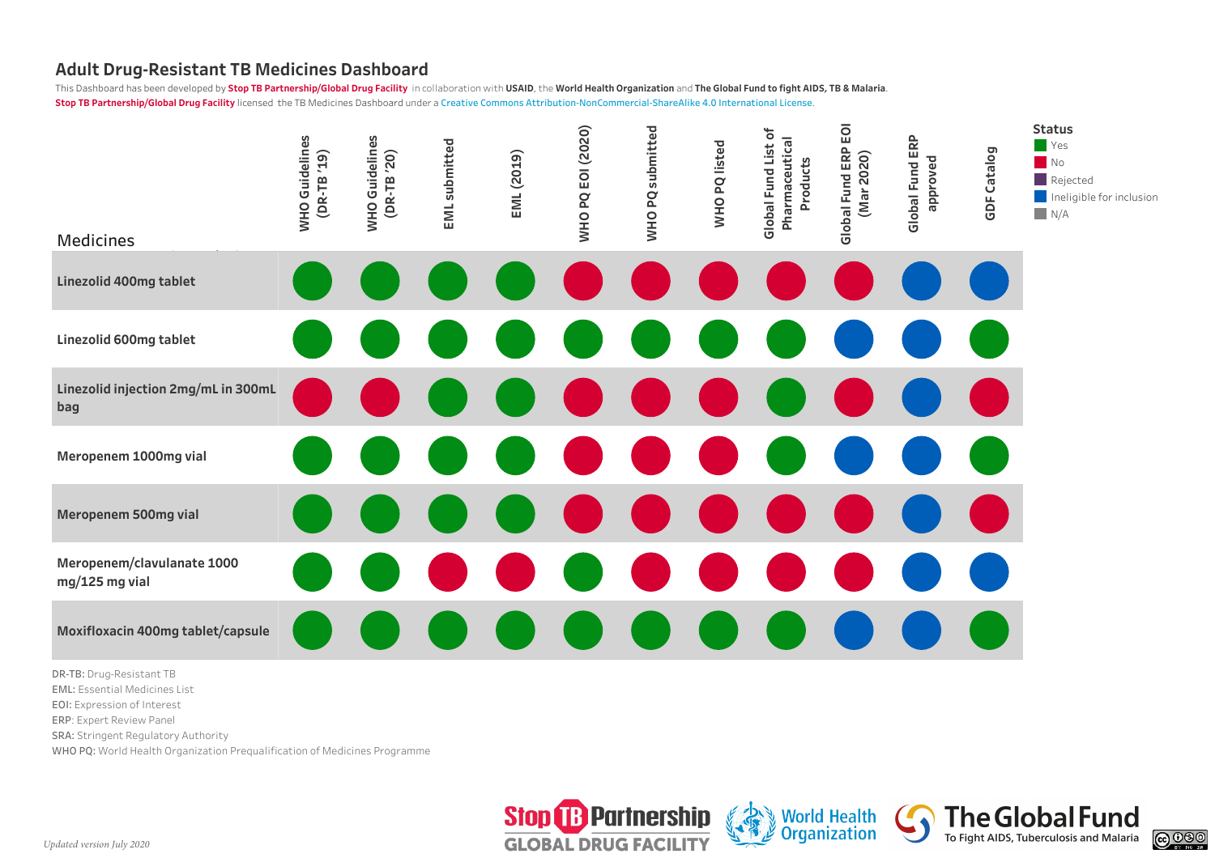# Adult Drug-Resistant TB Medicines Dashboard

This Dashboard has been developed by **Stop TB Partnership/Global Drug Facility** in collaboration with **USAID**, the **World Health Organization** and **The Global Fund to fight AIDS, TB & Malaria**.

**Stop TB Partnership/Global Drug Facility** licensed the TB Medicines Dashboard under a Creative Commons Attribution-NonCommercial-ShareAlike 4.0 International License.

| Medicines | WHO Guidelines (DR-TB '19) | WHO Guidelines (DR-TB '20) | EML submitted | EML (2019) | WHO PQ EOI (2020) | WHO PQ submitted | WHO PQ listed | Global Fund List of Pharmaceutical Products | Global Fund ERP EOI (Mar 2020) | Global Fund ERP approved | GDF Catalog |
|---|---|---|---|---|---|---|---|---|---|---|---|
| Linezolid 400mg tablet | Yes | Yes | Yes | Yes | No | No | No | No | No | Ineligible for inclusion | Ineligible for inclusion |
| Linezolid 600mg tablet | Yes | Yes | Yes | Yes | Yes | Yes | Yes | Yes | Ineligible for inclusion | Ineligible for inclusion | Yes |
| Linezolid injection 2mg/mL in 300mL bag | No | No | Yes | Yes | No | No | No | Yes | No | Ineligible for inclusion | No |
| Meropenem 1000mg vial | Yes | Yes | Yes | Yes | No | No | No | Yes | Ineligible for inclusion | Ineligible for inclusion | Yes |
| Meropenem 500mg vial | Yes | Yes | Yes | Yes | No | No | No | No | No | Ineligible for inclusion | No |
| Meropenem/clavulanate 1000 mg/125 mg vial | Yes | Yes | No | No | Yes | No | No | No | No | Ineligible for inclusion | Ineligible for inclusion |
| Moxifloxacin 400mg tablet/capsule | Yes | Yes | Yes | Yes | Yes | Yes | Yes | Yes | Ineligible for inclusion | Ineligible for inclusion | Yes |

**Status**
- Yes
- No
- Rejected
- Ineligible for inclusion
- N/A

**DR-TB:** Drug-Resistant TB
**EML:** Essential Medicines List
**EOI:** Expression of Interest
**ERP:** Expert Review Panel
**SRA:** Stringent Regulatory Authority
**WHO PQ:** World Health Organization Prequalification of Medicines Programme

*Updated version July 2020*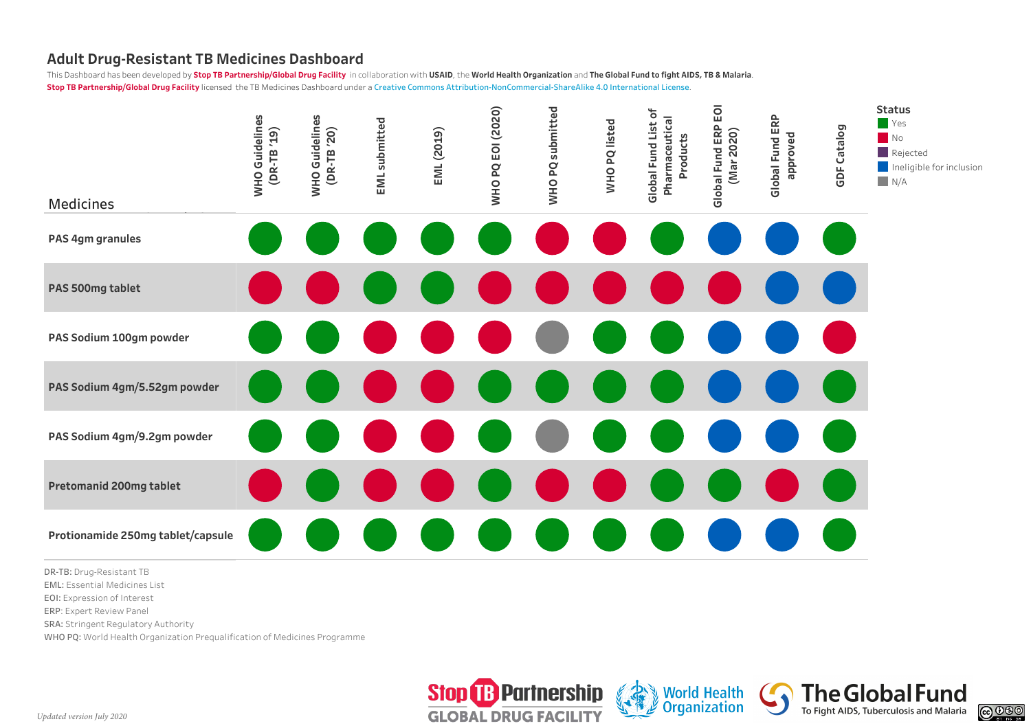## Adult Drug-Resistant TB Medicines Dashboard

This Dashboard has been developed by **Stop TB Partnership/Global Drug Facility** in collaboration with **USAID**, the **World Health Organization** and **The Global Fund to fight AIDS, TB & Malaria**.

**Stop TB Partnership/Global Drug Facility** licensed the TB Medicines Dashboard under a Creative Commons Attribution-NonCommercial-ShareAlike 4.0 International License.

| Medicines | WHO Guidelines (DR-TB '19) | WHO Guidelines (DR-TB '20) | EML submitted | EML (2019) | WHO PQ EOI (2020) | WHO PQ submitted | WHO PQ listed | Global Fund List of Pharmaceutical Products | Global Fund ERP EOI (Mar 2020) | Global Fund ERP approved | GDF Catalog |
|---|---|---|---|---|---|---|---|---|---|---|---|
| PAS 4gm granules | Yes | Yes | Yes | Yes | Yes | No | No | Yes | Ineligible for inclusion | Ineligible for inclusion | Yes |
| PAS 500mg tablet | No | No | Yes | Yes | No | No | No | No | No | Ineligible for inclusion | Ineligible for inclusion |
| PAS Sodium 100gm powder | Yes | Yes | No | No | No | N/A | Yes | Yes | Ineligible for inclusion | Ineligible for inclusion | No |
| PAS Sodium 4gm/5.52gm powder | Yes | Yes | No | No | Yes | Yes | Yes | Yes | Ineligible for inclusion | Ineligible for inclusion | Yes |
| PAS Sodium 4gm/9.2gm powder | Yes | Yes | No | No | Yes | N/A | Yes | Yes | Ineligible for inclusion | Ineligible for inclusion | Yes |
| Pretomanid 200mg tablet | No | Yes | No | No | Yes | No | No | Yes | Yes | No | Yes |
| Protionamide 250mg tablet/capsule | Yes | Yes | Yes | Yes | Yes | Yes | Yes | Yes | Ineligible for inclusion | Ineligible for inclusion | Yes |

**Status**
- Yes
- No
- Rejected
- Ineligible for inclusion
- N/A

**DR-TB:** Drug-Resistant TB
**EML:** Essential Medicines List
**EOI:** Expression of Interest
**ERP:** Expert Review Panel
**SRA:** Stringent Regulatory Authority
**WHO PQ:** World Health Organization Prequalification of Medicines Programme

*Updated version July 2020*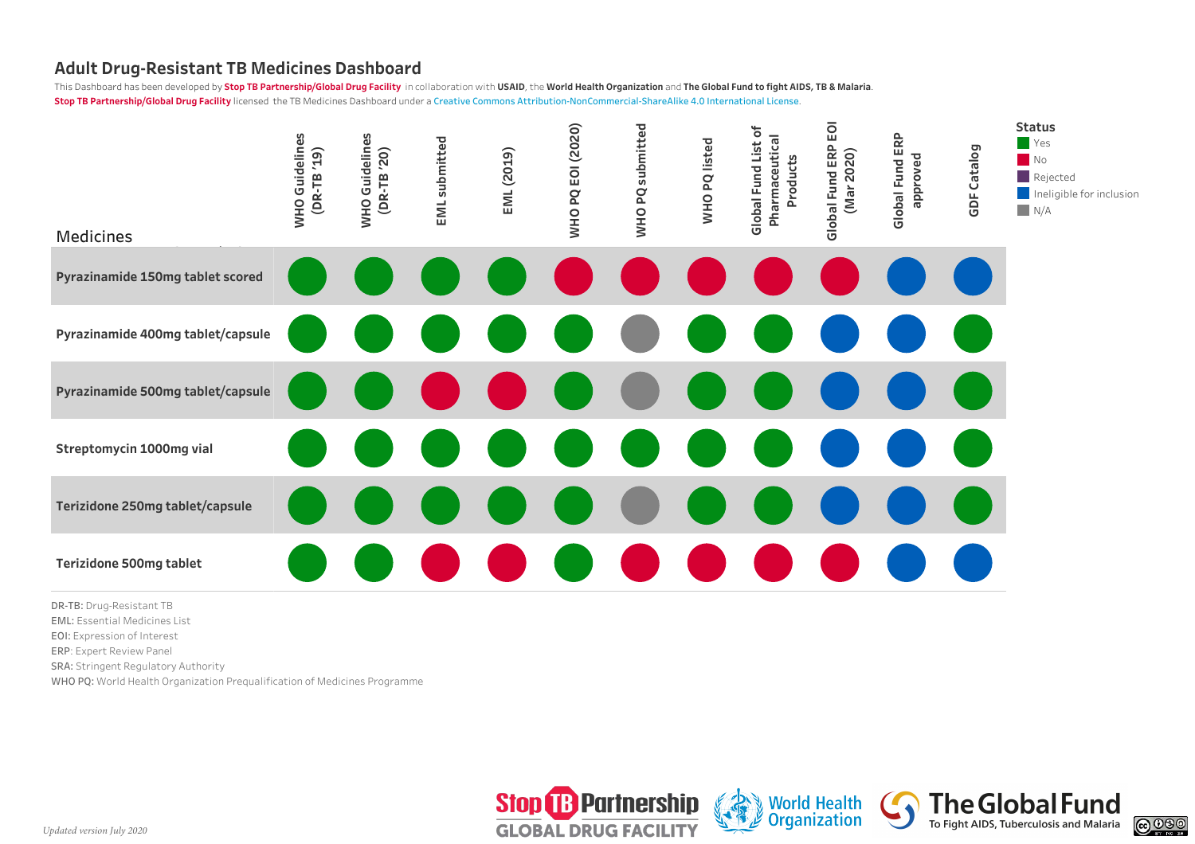## Adult Drug-Resistant TB Medicines Dashboard

This Dashboard has been developed by **Stop TB Partnership/Global Drug Facility** in collaboration with **USAID**, the **World Health Organization** and **The Global Fund to fight AIDS, TB & Malaria**.

**Stop TB Partnership/Global Drug Facility** licensed the TB Medicines Dashboard under a Creative Commons Attribution-NonCommercial-ShareAlike 4.0 International License.

| Medicines | WHO Guidelines (DR-TB '19) | WHO Guidelines (DR-TB '20) | EML submitted | EML (2019) | WHO PQ EOI (2020) | WHO PQ submitted | WHO PQ listed | Global Fund List of Pharmaceutical Products | Global Fund ERP EOI (Mar 2020) | Global Fund ERP approved | GDF Catalog |
|---|---|---|---|---|---|---|---|---|---|---|---|
| **Pyrazinamide 150mg tablet scored** | Yes | Yes | Yes | Yes | No | No | No | No | No | Ineligible for inclusion | Ineligible for inclusion |
| **Pyrazinamide 400mg tablet/capsule** | Yes | Yes | Yes | Yes | Yes | N/A | Yes | Yes | Ineligible for inclusion | Ineligible for inclusion | Yes |
| **Pyrazinamide 500mg tablet/capsule** | Yes | Yes | No | No | Yes | N/A | Yes | Yes | Ineligible for inclusion | Ineligible for inclusion | Yes |
| **Streptomycin 1000mg vial** | Yes | Yes | Yes | Yes | Yes | Yes | Yes | Yes | Ineligible for inclusion | Ineligible for inclusion | Yes |
| **Terizidone 250mg tablet/capsule** | Yes | Yes | Yes | Yes | Yes | N/A | Yes | Yes | Ineligible for inclusion | Ineligible for inclusion | Yes |
| **Terizidone 500mg tablet** | Yes | Yes | No | No | Yes | No | No | No | No | Ineligible for inclusion | Ineligible for inclusion |

**Status**
- Yes
- No
- Rejected
- Ineligible for inclusion
- N/A

**DR-TB:** Drug-Resistant TB
**EML:** Essential Medicines List
**EOI:** Expression of Interest
**ERP**: Expert Review Panel
**SRA:** Stringent Regulatory Authority
**WHO PQ:** World Health Organization Prequalification of Medicines Programme

*Updated version July 2020*